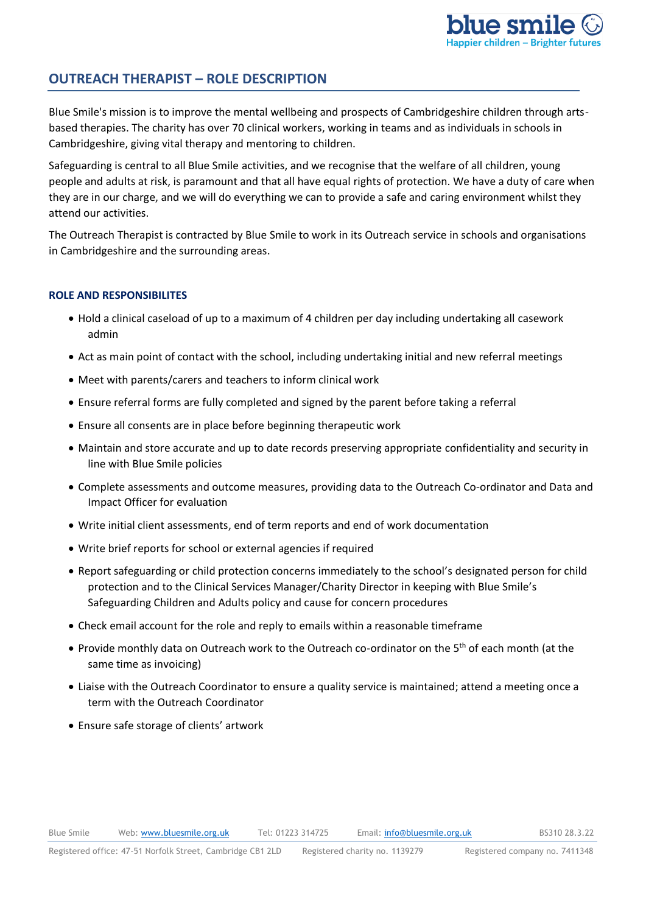# OUTREACH THERAPIST – ROLE DESCRIPTION

Blue Smile's mission is to improve the mental wellbeing and prospects of Cambridgeshire children through arts-based therapies. The charity has over 70 clinical workers, working in teams and as individuals in schools in Cambridgeshire, giving vital therapy and mentoring to children.

Safeguarding is central to all Blue Smile activities, and we recognise that the welfare of all children, young people and adults at risk, is paramount and that all have equal rights of protection. We have a duty of care when they are in our charge, and we will do everything we can to provide a safe and caring environment whilst they attend our activities.

The Outreach Therapist is contracted by Blue Smile to work in its Outreach service in schools and organisations in Cambridgeshire and the surrounding areas.

## ROLE AND RESPONSIBILITES

- Hold a clinical caseload of up to a maximum of 4 children per day including undertaking all casework admin
- Act as main point of contact with the school, including undertaking initial and new referral meetings
- Meet with parents/carers and teachers to inform clinical work
- Ensure referral forms are fully completed and signed by the parent before taking a referral
- Ensure all consents are in place before beginning therapeutic work
- Maintain and store accurate and up to date records preserving appropriate confidentiality and security in line with Blue Smile policies
- Complete assessments and outcome measures, providing data to the Outreach Co-ordinator and Data and Impact Officer for evaluation
- Write initial client assessments, end of term reports and end of work documentation
- Write brief reports for school or external agencies if required
- Report safeguarding or child protection concerns immediately to the school's designated person for child protection and to the Clinical Services Manager/Charity Director in keeping with Blue Smile's Safeguarding Children and Adults policy and cause for concern procedures
- Check email account for the role and reply to emails within a reasonable timeframe
- Provide monthly data on Outreach work to the Outreach co-ordinator on the 5th of each month (at the same time as invoicing)
- Liaise with the Outreach Coordinator to ensure a quality service is maintained; attend a meeting once a term with the Outreach Coordinator
- Ensure safe storage of clients' artwork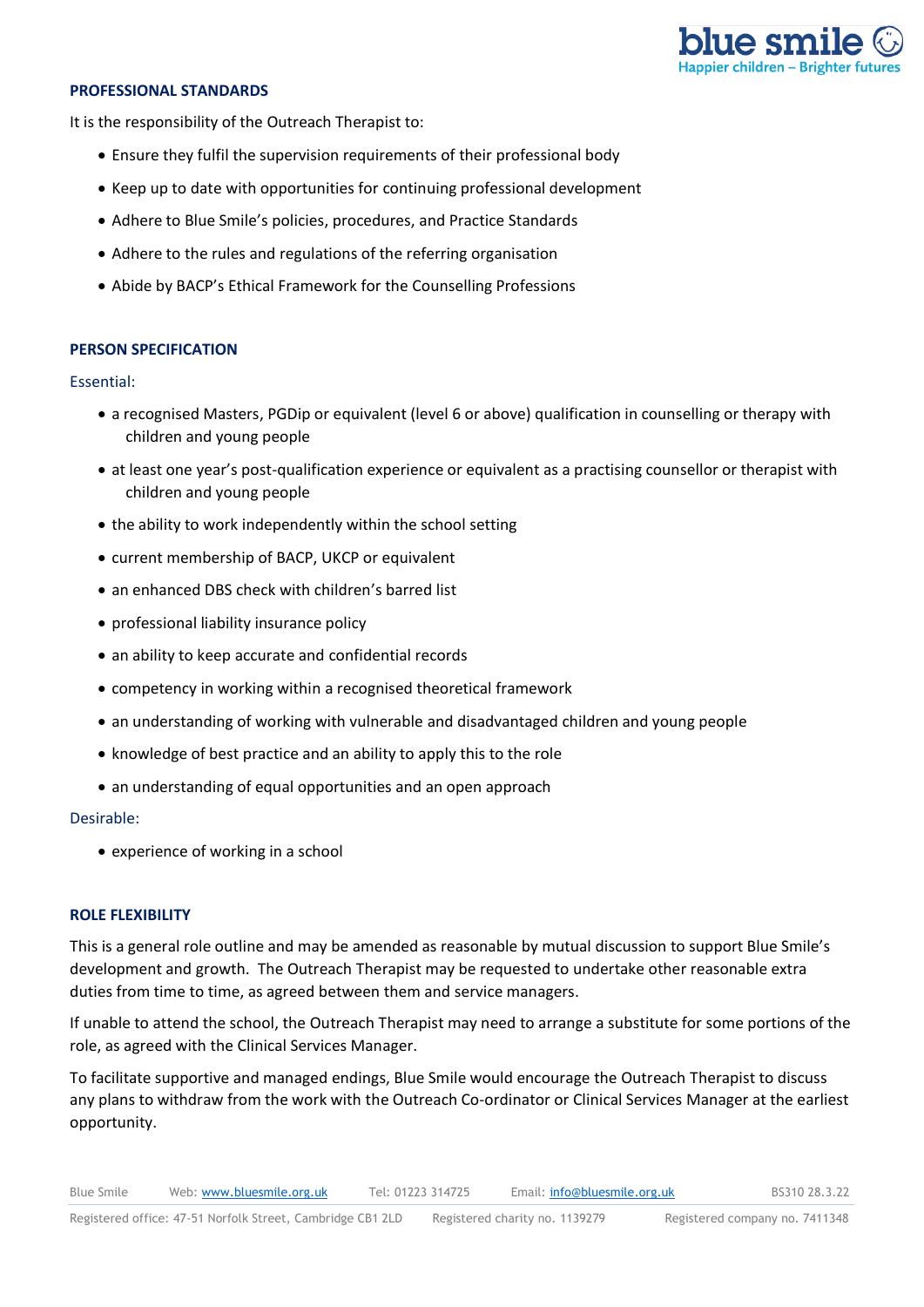## PROFESSIONAL STANDARDS

It is the responsibility of the Outreach Therapist to:

- Ensure they fulfil the supervision requirements of their professional body
- Keep up to date with opportunities for continuing professional development
- Adhere to Blue Smile's policies, procedures, and Practice Standards
- Adhere to the rules and regulations of the referring organisation
- Abide by BACP's Ethical Framework for the Counselling Professions

## PERSON SPECIFICATION

### Essential:

- a recognised Masters, PGDip or equivalent (level 6 or above) qualification in counselling or therapy with children and young people
- at least one year's post-qualification experience or equivalent as a practising counsellor or therapist with children and young people
- the ability to work independently within the school setting
- current membership of BACP, UKCP or equivalent
- an enhanced DBS check with children's barred list
- professional liability insurance policy
- an ability to keep accurate and confidential records
- competency in working within a recognised theoretical framework
- an understanding of working with vulnerable and disadvantaged children and young people
- knowledge of best practice and an ability to apply this to the role
- an understanding of equal opportunities and an open approach

### Desirable:

- experience of working in a school

## ROLE FLEXIBILITY

This is a general role outline and may be amended as reasonable by mutual discussion to support Blue Smile's development and growth. The Outreach Therapist may be requested to undertake other reasonable extra duties from time to time, as agreed between them and service managers.

If unable to attend the school, the Outreach Therapist may need to arrange a substitute for some portions of the role, as agreed with the Clinical Services Manager.

To facilitate supportive and managed endings, Blue Smile would encourage the Outreach Therapist to discuss any plans to withdraw from the work with the Outreach Co-ordinator or Clinical Services Manager at the earliest opportunity.